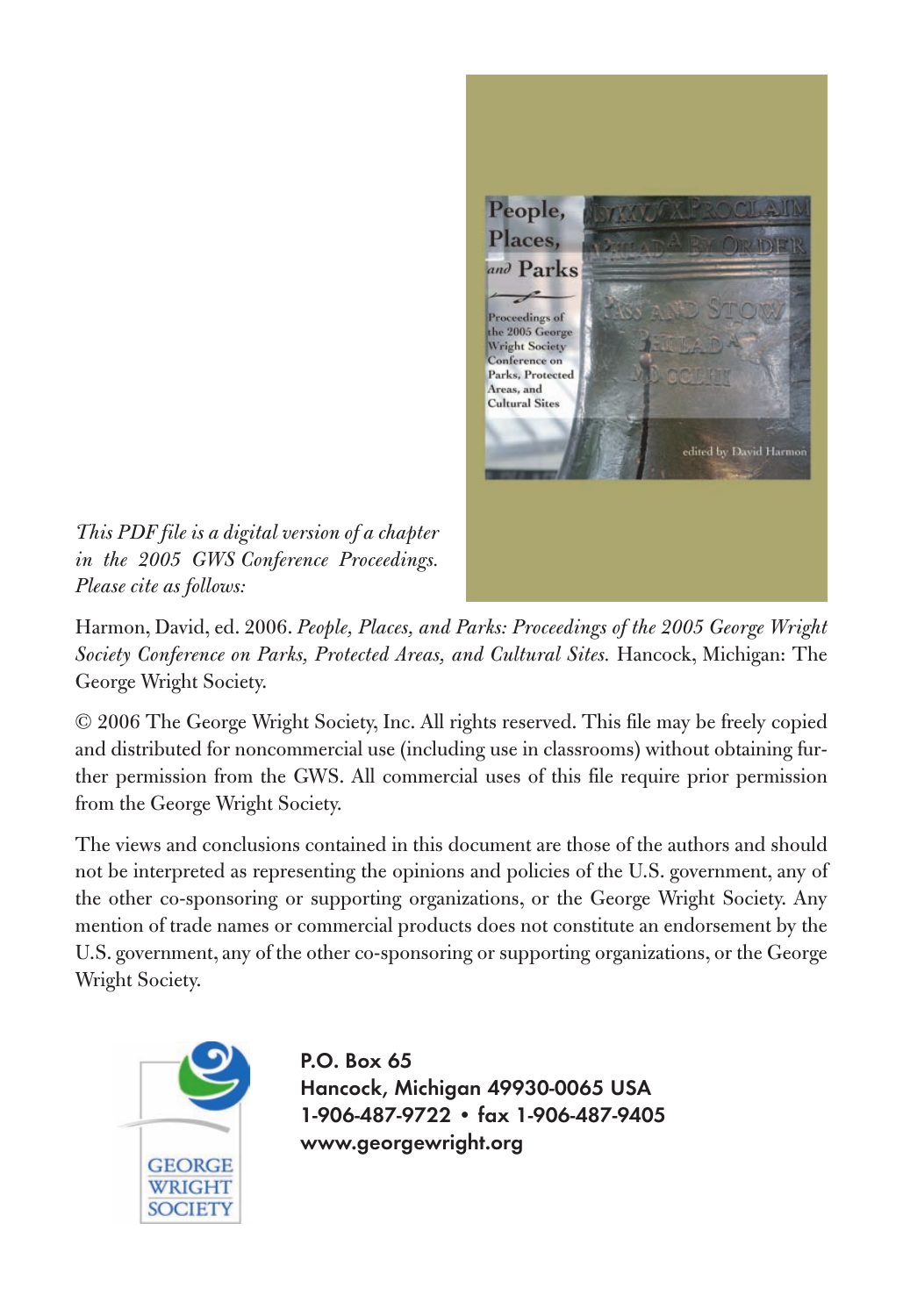*This PDF file is a digital version of a chapter in the 2005 GWS Conference Proceedings. Please cite as follows:*

Harmon, David, ed. 2006. *People, Places, and Parks: Proceedings of the 2005 George Wright Society Conference on Parks, Protected Areas, and Cultural Sites.* Hancock, Michigan: The George Wright Society.

© 2006 The George Wright Society, Inc. All rights reserved. This file may be freely copied and distributed for noncommercial use (including use in classrooms) without obtaining further permission from the GWS. All commercial uses of this file require prior permission from the George Wright Society.

The views and conclusions contained in this document are those of the authors and should not be interpreted as representing the opinions and policies of the U.S. government, any of the other co-sponsoring or supporting organizations, or the George Wright Society. Any mention of trade names or commercial products does not constitute an endorsement by the U.S. government, any of the other co-sponsoring or supporting organizations, or the George Wright Society.

GEORGE WRIGHT SOCIETY

**P.O. Box 65**
**Hancock, Michigan 49930-0065 USA**
**1-906-487-9722 • fax 1-906-487-9405**
**www.georgewright.org**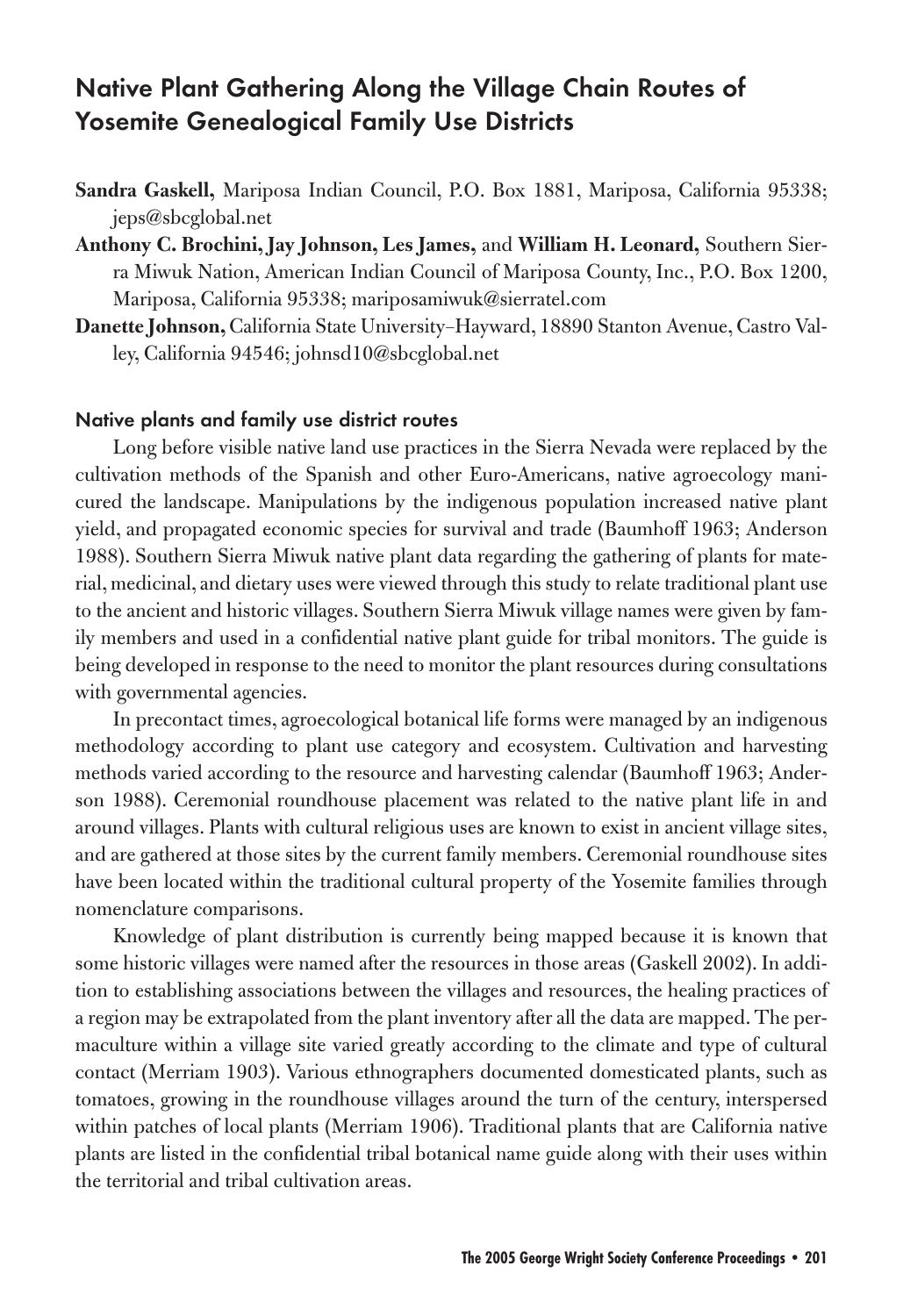## Native Plant Gathering Along the Village Chain Routes of Yosemite Genealogical Family Use Districts

**Sandra Gaskell,** Mariposa Indian Council, P.O. Box 1881, Mariposa, California 95338; jeps@sbcglobal.net

**Anthony C. Brochini, Jay Johnson, Les James,** and **William H. Leonard,** Southern Sierra Miwuk Nation, American Indian Council of Mariposa County, Inc., P.O. Box 1200, Mariposa, California 95338; mariposamiwuk@sierratel.com

**Danette Johnson,** California State University–Hayward, 18890 Stanton Avenue, Castro Valley, California 94546; johnsd10@sbcglobal.net

### Native plants and family use district routes

Long before visible native land use practices in the Sierra Nevada were replaced by the cultivation methods of the Spanish and other Euro-Americans, native agroecology manicured the landscape. Manipulations by the indigenous population increased native plant yield, and propagated economic species for survival and trade (Baumhoff 1963; Anderson 1988). Southern Sierra Miwuk native plant data regarding the gathering of plants for material, medicinal, and dietary uses were viewed through this study to relate traditional plant use to the ancient and historic villages. Southern Sierra Miwuk village names were given by family members and used in a confidential native plant guide for tribal monitors. The guide is being developed in response to the need to monitor the plant resources during consultations with governmental agencies.

In precontact times, agroecological botanical life forms were managed by an indigenous methodology according to plant use category and ecosystem. Cultivation and harvesting methods varied according to the resource and harvesting calendar (Baumhoff 1963; Anderson 1988). Ceremonial roundhouse placement was related to the native plant life in and around villages. Plants with cultural religious uses are known to exist in ancient village sites, and are gathered at those sites by the current family members. Ceremonial roundhouse sites have been located within the traditional cultural property of the Yosemite families through nomenclature comparisons.

Knowledge of plant distribution is currently being mapped because it is known that some historic villages were named after the resources in those areas (Gaskell 2002). In addition to establishing associations between the villages and resources, the healing practices of a region may be extrapolated from the plant inventory after all the data are mapped. The permaculture within a village site varied greatly according to the climate and type of cultural contact (Merriam 1903). Various ethnographers documented domesticated plants, such as tomatoes, growing in the roundhouse villages around the turn of the century, interspersed within patches of local plants (Merriam 1906). Traditional plants that are California native plants are listed in the confidential tribal botanical name guide along with their uses within the territorial and tribal cultivation areas.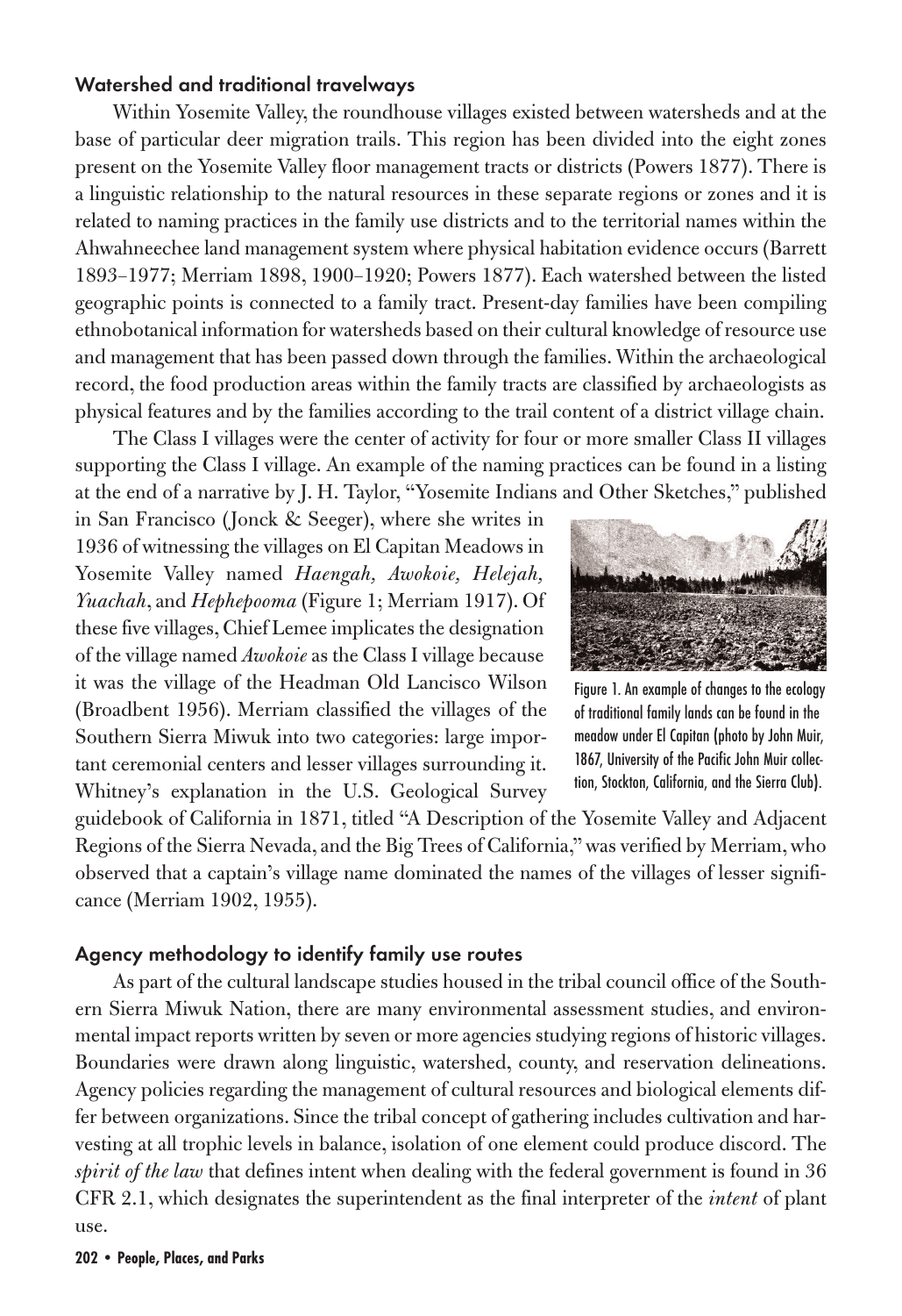### Watershed and traditional travelways

Within Yosemite Valley, the roundhouse villages existed between watersheds and at the base of particular deer migration trails. This region has been divided into the eight zones present on the Yosemite Valley floor management tracts or districts (Powers 1877). There is a linguistic relationship to the natural resources in these separate regions or zones and it is related to naming practices in the family use districts and to the territorial names within the Ahwahneechee land management system where physical habitation evidence occurs (Barrett 1893–1977; Merriam 1898, 1900–1920; Powers 1877). Each watershed between the listed geographic points is connected to a family tract. Present-day families have been compiling ethnobotanical information for watersheds based on their cultural knowledge of resource use and management that has been passed down through the families. Within the archaeological record, the food production areas within the family tracts are classified by archaeologists as physical features and by the families according to the trail content of a district village chain.

The Class I villages were the center of activity for four or more smaller Class II villages supporting the Class I village. An example of the naming practices can be found in a listing at the end of a narrative by J. H. Taylor, "Yosemite Indians and Other Sketches," published in San Francisco (Jonck & Seeger), where she writes in 1936 of witnessing the villages on El Capitan Meadows in Yosemite Valley named *Haengah, Awokoie, Helejah, Yuachah*, and *Hephepooma* (Figure 1; Merriam 1917). Of these five villages, Chief Lemee implicates the designation of the village named *Awokoie* as the Class I village because it was the village of the Headman Old Lancisco Wilson (Broadbent 1956). Merriam classified the villages of the Southern Sierra Miwuk into two categories: large important ceremonial centers and lesser villages surrounding it. Whitney's explanation in the U.S. Geological Survey guidebook of California in 1871, titled "A Description of the Yosemite Valley and Adjacent Regions of the Sierra Nevada, and the Big Trees of California," was verified by Merriam, who observed that a captain's village name dominated the names of the villages of lesser significance (Merriam 1902, 1955).

Figure 1. An example of changes to the ecology of traditional family lands can be found in the meadow under El Capitan (photo by John Muir, 1867, University of the Pacific John Muir collection, Stockton, California, and the Sierra Club).

### Agency methodology to identify family use routes

As part of the cultural landscape studies housed in the tribal council office of the Southern Sierra Miwuk Nation, there are many environmental assessment studies, and environmental impact reports written by seven or more agencies studying regions of historic villages. Boundaries were drawn along linguistic, watershed, county, and reservation delineations. Agency policies regarding the management of cultural resources and biological elements differ between organizations. Since the tribal concept of gathering includes cultivation and harvesting at all trophic levels in balance, isolation of one element could produce discord. The *spirit of the law* that defines intent when dealing with the federal government is found in 36 CFR 2.1, which designates the superintendent as the final interpreter of the *intent* of plant use.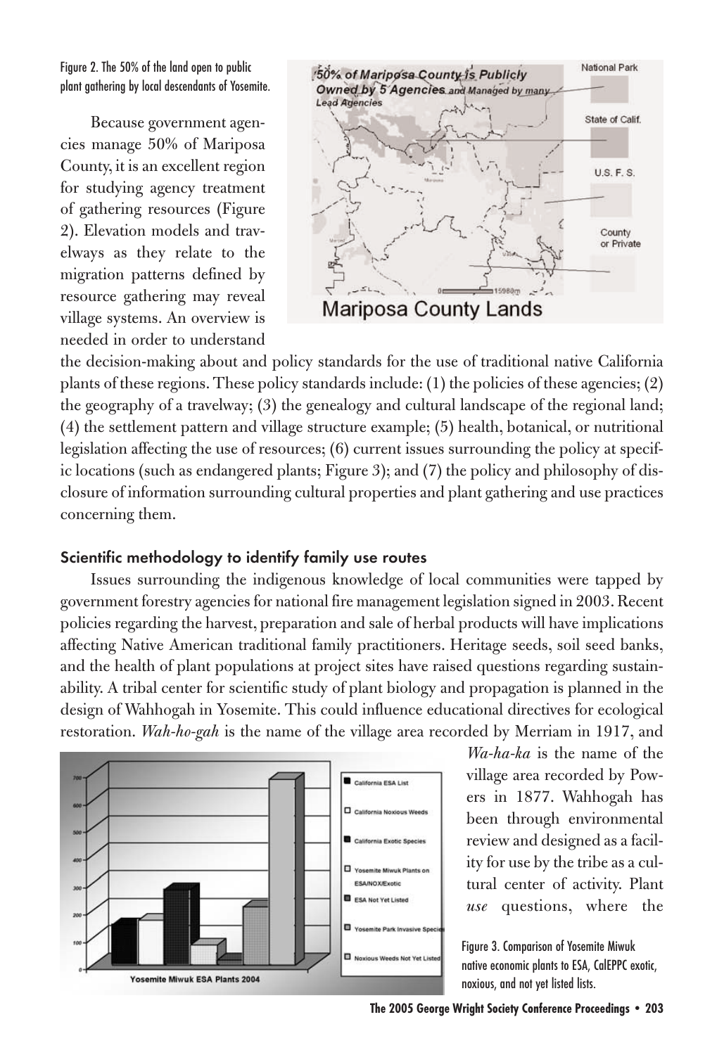Figure 2. The 50% of the land open to public plant gathering by local descendants of Yosemite.

Because government agencies manage 50% of Mariposa County, it is an excellent region for studying agency treatment of gathering resources (Figure 2). Elevation models and travelways as they relate to the migration patterns defined by resource gathering may reveal village systems. An overview is needed in order to understand the decision-making about and policy standards for the use of traditional native California plants of these regions. These policy standards include: (1) the policies of these agencies; (2) the geography of a travelway; (3) the genealogy and cultural landscape of the regional land; (4) the settlement pattern and village structure example; (5) health, botanical, or nutritional legislation affecting the use of resources; (6) current issues surrounding the policy at specific locations (such as endangered plants; Figure 3); and (7) the policy and philosophy of disclosure of information surrounding cultural properties and plant gathering and use practices concerning them.

### Scientific methodology to identify family use routes

Issues surrounding the indigenous knowledge of local communities were tapped by government forestry agencies for national fire management legislation signed in 2003. Recent policies regarding the harvest, preparation and sale of herbal products will have implications affecting Native American traditional family practitioners. Heritage seeds, soil seed banks, and the health of plant populations at project sites have raised questions regarding sustainability. A tribal center for scientific study of plant biology and propagation is planned in the design of Wahhogah in Yosemite. This could influence educational directives for ecological restoration. *Wah-ho-gah* is the name of the village area recorded by Merriam in 1917, and *Wa-ha-ka* is the name of the village area recorded by Powers in 1877. Wahhogah has been through environmental review and designed as a facility for use by the tribe as a cultural center of activity. Plant *use* questions, where the

Figure 3. Comparison of Yosemite Miwuk native economic plants to ESA, CalEPPC exotic, noxious, and not yet listed lists.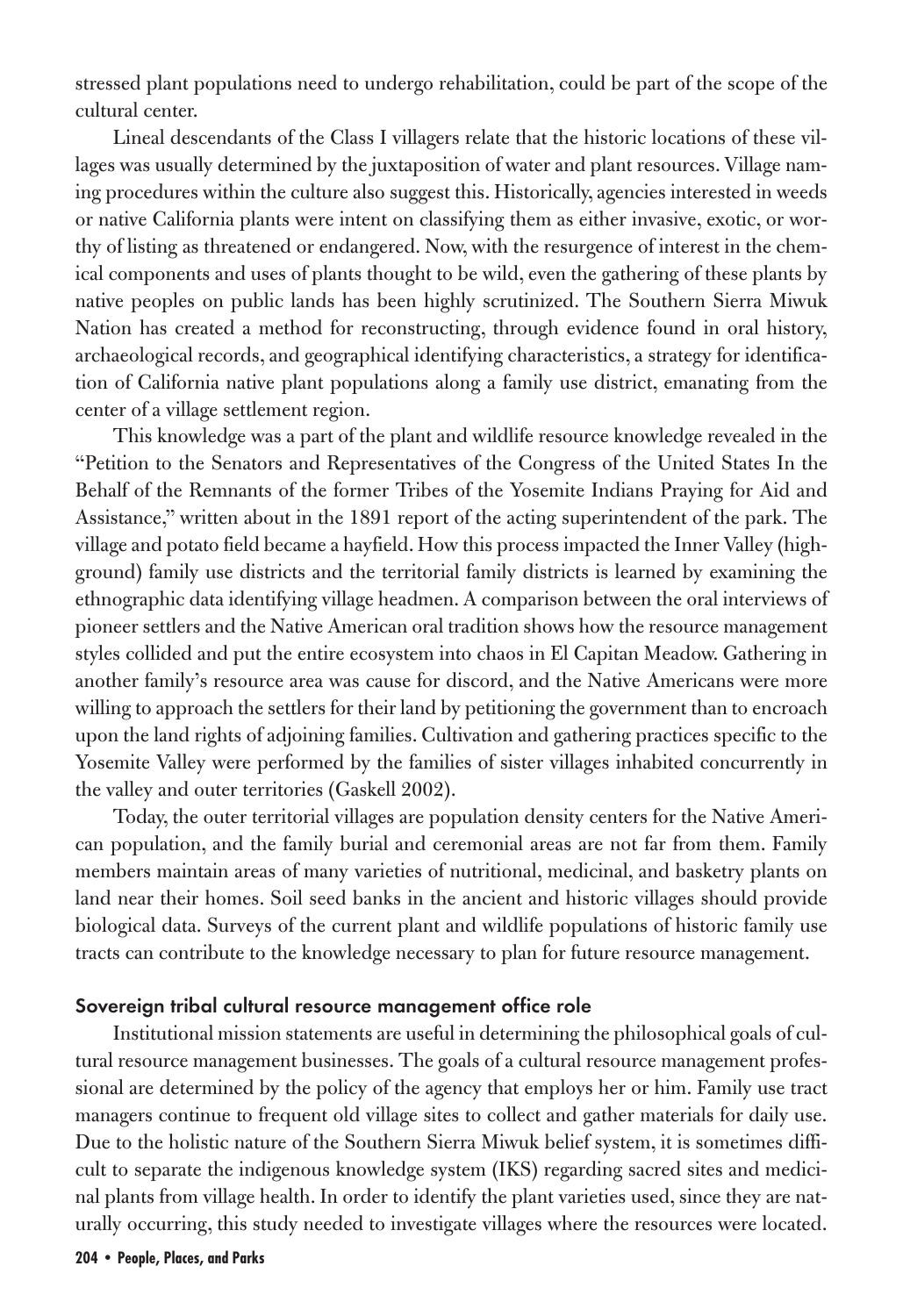stressed plant populations need to undergo rehabilitation, could be part of the scope of the cultural center.

Lineal descendants of the Class I villagers relate that the historic locations of these villages was usually determined by the juxtaposition of water and plant resources. Village naming procedures within the culture also suggest this. Historically, agencies interested in weeds or native California plants were intent on classifying them as either invasive, exotic, or worthy of listing as threatened or endangered. Now, with the resurgence of interest in the chemical components and uses of plants thought to be wild, even the gathering of these plants by native peoples on public lands has been highly scrutinized. The Southern Sierra Miwuk Nation has created a method for reconstructing, through evidence found in oral history, archaeological records, and geographical identifying characteristics, a strategy for identification of California native plant populations along a family use district, emanating from the center of a village settlement region.

This knowledge was a part of the plant and wildlife resource knowledge revealed in the "Petition to the Senators and Representatives of the Congress of the United States In the Behalf of the Remnants of the former Tribes of the Yosemite Indians Praying for Aid and Assistance," written about in the 1891 report of the acting superintendent of the park. The village and potato field became a hayfield. How this process impacted the Inner Valley (highground) family use districts and the territorial family districts is learned by examining the ethnographic data identifying village headmen. A comparison between the oral interviews of pioneer settlers and the Native American oral tradition shows how the resource management styles collided and put the entire ecosystem into chaos in El Capitan Meadow. Gathering in another family's resource area was cause for discord, and the Native Americans were more willing to approach the settlers for their land by petitioning the government than to encroach upon the land rights of adjoining families. Cultivation and gathering practices specific to the Yosemite Valley were performed by the families of sister villages inhabited concurrently in the valley and outer territories (Gaskell 2002).

Today, the outer territorial villages are population density centers for the Native American population, and the family burial and ceremonial areas are not far from them. Family members maintain areas of many varieties of nutritional, medicinal, and basketry plants on land near their homes. Soil seed banks in the ancient and historic villages should provide biological data. Surveys of the current plant and wildlife populations of historic family use tracts can contribute to the knowledge necessary to plan for future resource management.

## Sovereign tribal cultural resource management office role

Institutional mission statements are useful in determining the philosophical goals of cultural resource management businesses. The goals of a cultural resource management professional are determined by the policy of the agency that employs her or him. Family use tract managers continue to frequent old village sites to collect and gather materials for daily use. Due to the holistic nature of the Southern Sierra Miwuk belief system, it is sometimes difficult to separate the indigenous knowledge system (IKS) regarding sacred sites and medicinal plants from village health. In order to identify the plant varieties used, since they are naturally occurring, this study needed to investigate villages where the resources were located.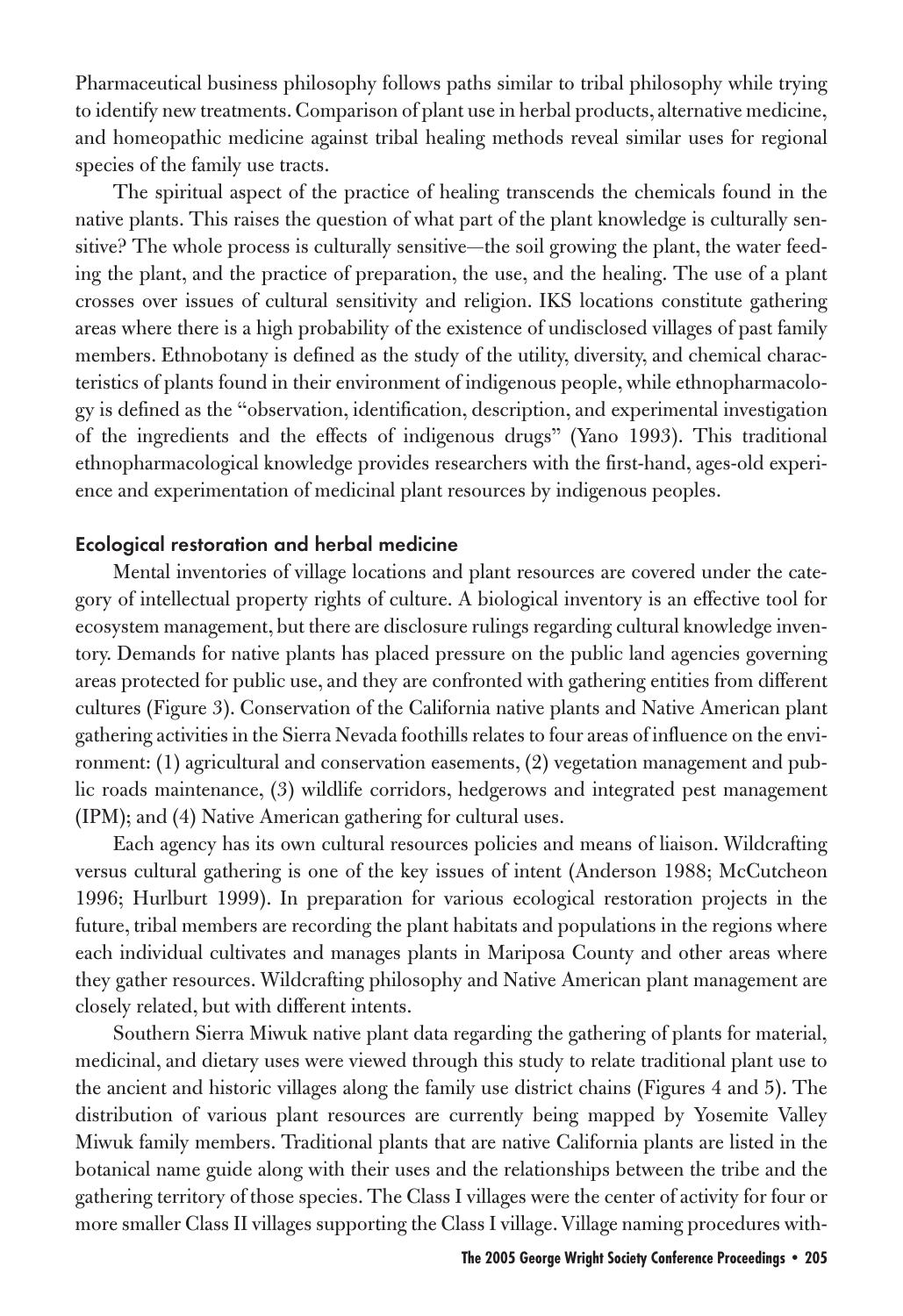Pharmaceutical business philosophy follows paths similar to tribal philosophy while trying to identify new treatments. Comparison of plant use in herbal products, alternative medicine, and homeopathic medicine against tribal healing methods reveal similar uses for regional species of the family use tracts.

The spiritual aspect of the practice of healing transcends the chemicals found in the native plants. This raises the question of what part of the plant knowledge is culturally sensitive? The whole process is culturally sensitive—the soil growing the plant, the water feeding the plant, and the practice of preparation, the use, and the healing. The use of a plant crosses over issues of cultural sensitivity and religion. IKS locations constitute gathering areas where there is a high probability of the existence of undisclosed villages of past family members. Ethnobotany is defined as the study of the utility, diversity, and chemical characteristics of plants found in their environment of indigenous people, while ethnopharmacology is defined as the "observation, identification, description, and experimental investigation of the ingredients and the effects of indigenous drugs" (Yano 1993). This traditional ethnopharmacological knowledge provides researchers with the first-hand, ages-old experience and experimentation of medicinal plant resources by indigenous peoples.

### Ecological restoration and herbal medicine

Mental inventories of village locations and plant resources are covered under the category of intellectual property rights of culture. A biological inventory is an effective tool for ecosystem management, but there are disclosure rulings regarding cultural knowledge inventory. Demands for native plants has placed pressure on the public land agencies governing areas protected for public use, and they are confronted with gathering entities from different cultures (Figure 3). Conservation of the California native plants and Native American plant gathering activities in the Sierra Nevada foothills relates to four areas of influence on the environment: (1) agricultural and conservation easements, (2) vegetation management and public roads maintenance, (3) wildlife corridors, hedgerows and integrated pest management (IPM); and (4) Native American gathering for cultural uses.

Each agency has its own cultural resources policies and means of liaison. Wildcrafting versus cultural gathering is one of the key issues of intent (Anderson 1988; McCutcheon 1996; Hurlburt 1999). In preparation for various ecological restoration projects in the future, tribal members are recording the plant habitats and populations in the regions where each individual cultivates and manages plants in Mariposa County and other areas where they gather resources. Wildcrafting philosophy and Native American plant management are closely related, but with different intents.

Southern Sierra Miwuk native plant data regarding the gathering of plants for material, medicinal, and dietary uses were viewed through this study to relate traditional plant use to the ancient and historic villages along the family use district chains (Figures 4 and 5). The distribution of various plant resources are currently being mapped by Yosemite Valley Miwuk family members. Traditional plants that are native California plants are listed in the botanical name guide along with their uses and the relationships between the tribe and the gathering territory of those species. The Class I villages were the center of activity for four or more smaller Class II villages supporting the Class I village. Village naming procedures with-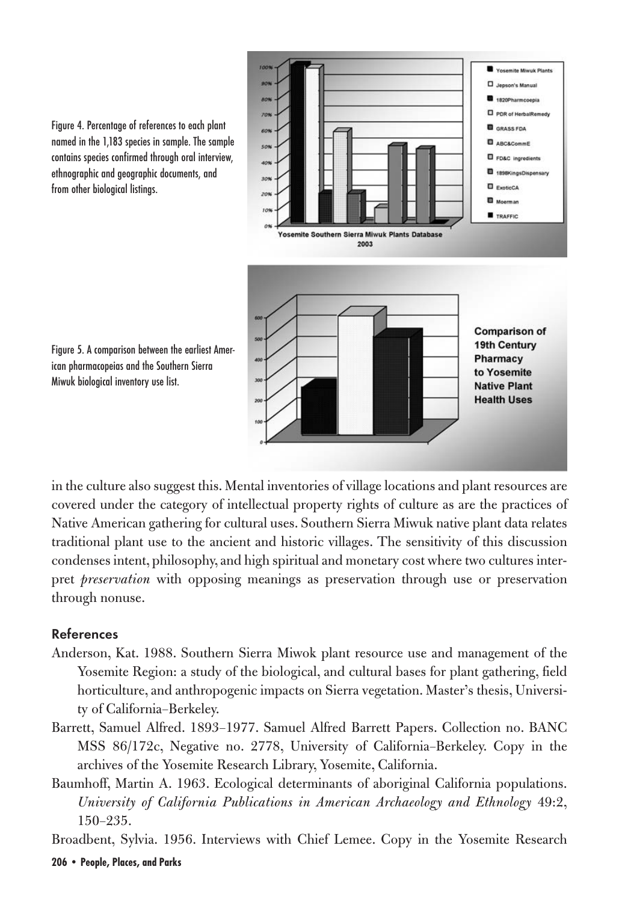Figure 4. Percentage of references to each plant named in the 1,183 species in sample. The sample contains species confirmed through oral interview, ethnographic and geographic documents, and from other biological listings.

Figure 5. A comparison between the earliest American pharmacopeias and the Southern Sierra Miwuk biological inventory use list.

in the culture also suggest this. Mental inventories of village locations and plant resources are covered under the category of intellectual property rights of culture as are the practices of Native American gathering for cultural uses. Southern Sierra Miwuk native plant data relates traditional plant use to the ancient and historic villages. The sensitivity of this discussion condenses intent, philosophy, and high spiritual and monetary cost where two cultures interpret *preservation* with opposing meanings as preservation through use or preservation through nonuse.

## References

Anderson, Kat. 1988. Southern Sierra Miwok plant resource use and management of the Yosemite Region: a study of the biological, and cultural bases for plant gathering, field horticulture, and anthropogenic impacts on Sierra vegetation. Master's thesis, University of California–Berkeley.

Barrett, Samuel Alfred. 1893–1977. Samuel Alfred Barrett Papers. Collection no. BANC MSS 86/172c, Negative no. 2778, University of California–Berkeley. Copy in the archives of the Yosemite Research Library, Yosemite, California.

Baumhoff, Martin A. 1963. Ecological determinants of aboriginal California populations. *University of California Publications in American Archaeology and Ethnology* 49:2, 150–235.

Broadbent, Sylvia. 1956. Interviews with Chief Lemee. Copy in the Yosemite Research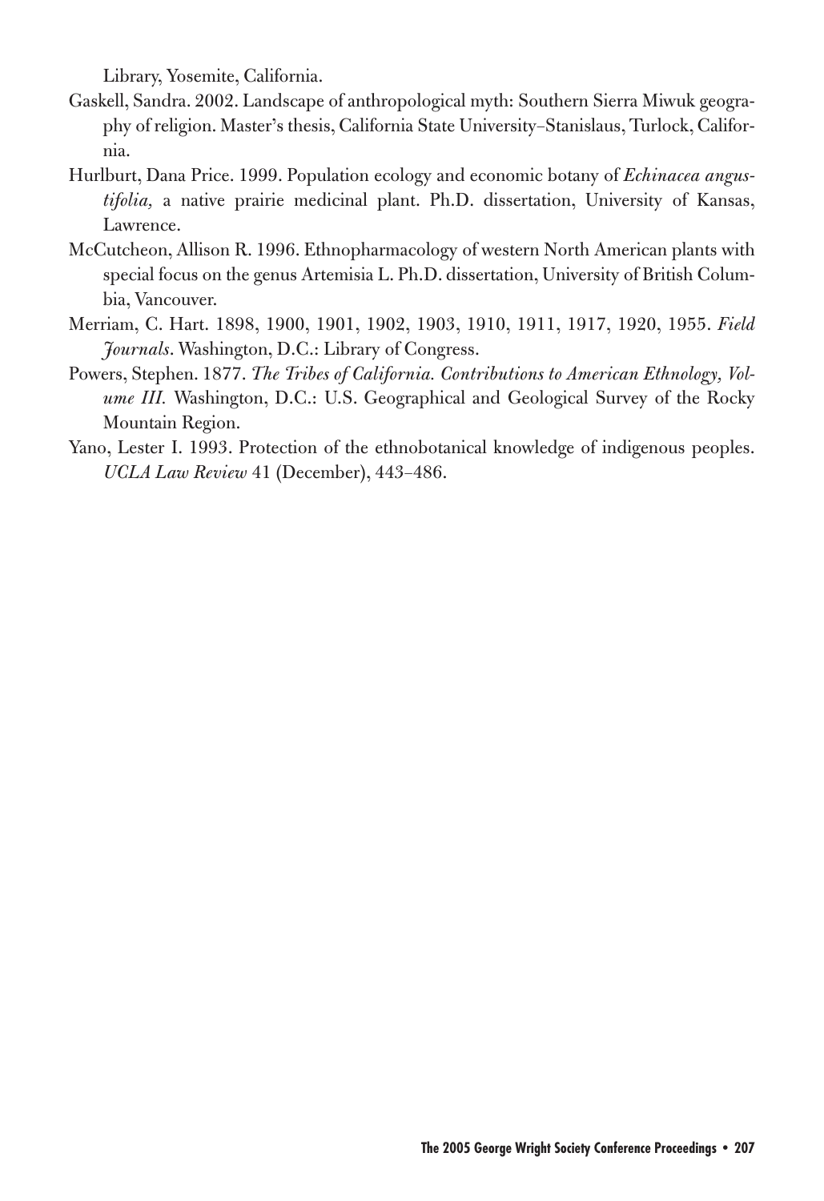Library, Yosemite, California.

Gaskell, Sandra. 2002. Landscape of anthropological myth: Southern Sierra Miwuk geography of religion. Master's thesis, California State University–Stanislaus, Turlock, California.

Hurlburt, Dana Price. 1999. Population ecology and economic botany of *Echinacea angustifolia,* a native prairie medicinal plant. Ph.D. dissertation, University of Kansas, Lawrence.

McCutcheon, Allison R. 1996. Ethnopharmacology of western North American plants with special focus on the genus Artemisia L. Ph.D. dissertation, University of British Columbia, Vancouver.

Merriam, C. Hart. 1898, 1900, 1901, 1902, 1903, 1910, 1911, 1917, 1920, 1955. *Field Journals*. Washington, D.C.: Library of Congress.

Powers, Stephen. 1877. *The Tribes of California. Contributions to American Ethnology, Volume III.* Washington, D.C.: U.S. Geographical and Geological Survey of the Rocky Mountain Region.

Yano, Lester I. 1993. Protection of the ethnobotanical knowledge of indigenous peoples. *UCLA Law Review* 41 (December), 443–486.